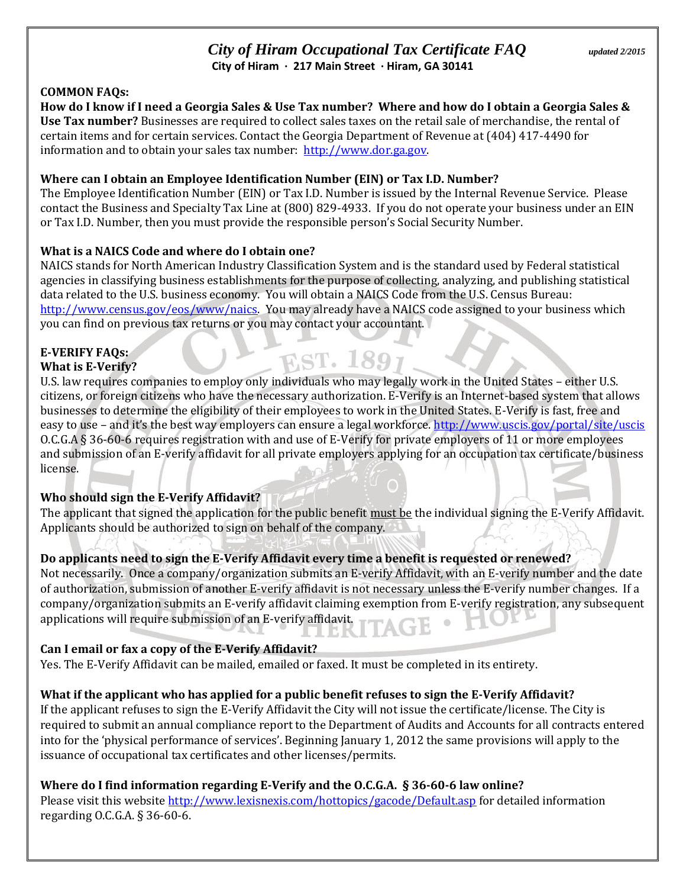# *City of Hiram Occupational Tax Certificate FAQ*

*updated 2/2015*

**City of Hiram · 217 Main Street · Hiram, GA 30141**

## COMMON FAQs:

**How do I know if I need a Georgia Sales & Use Tax number? Where and how do I obtain a Georgia Sales & Use Tax number?** Businesses are required to collect sales taxes on the retail sale of merchandise, the rental of certain items and for certain services. Contact the Georgia Department of Revenue at (404) 417-4490 for information and to obtain your sales tax number: http://www.dor.ga.gov.

**Where can I obtain an Employee Identification Number (EIN) or Tax I.D. Number?**

The Employee Identification Number (EIN) or Tax I.D. Number is issued by the Internal Revenue Service. Please contact the Business and Specialty Tax Line at (800) 829-4933. If you do not operate your business under an EIN or Tax I.D. Number, then you must provide the responsible person's Social Security Number.

**What is a NAICS Code and where do I obtain one?**

NAICS stands for North American Industry Classification System and is the standard used by Federal statistical agencies in classifying business establishments for the purpose of collecting, analyzing, and publishing statistical data related to the U.S. business economy. You will obtain a NAICS Code from the U.S. Census Bureau: http://www.census.gov/eos/www/naics. You may already have a NAICS code assigned to your business which you can find on previous tax returns or you may contact your accountant.

## E-VERIFY FAQs:

**What is E-Verify?**

U.S. law requires companies to employ only individuals who may legally work in the United States – either U.S. citizens, or foreign citizens who have the necessary authorization. E-Verify is an Internet-based system that allows businesses to determine the eligibility of their employees to work in the United States. E-Verify is fast, free and easy to use – and it's the best way employers can ensure a legal workforce. http://www.uscis.gov/portal/site/uscis O.C.G.A § 36-60-6 requires registration with and use of E-Verify for private employers of 11 or more employees and submission of an E-verify affidavit for all private employers applying for an occupation tax certificate/business license.

**Who should sign the E-Verify Affidavit?**

The applicant that signed the application for the public benefit must be the individual signing the E-Verify Affidavit. Applicants should be authorized to sign on behalf of the company.

**Do applicants need to sign the E-Verify Affidavit every time a benefit is requested or renewed?**

Not necessarily. Once a company/organization submits an E-verify Affidavit, with an E-verify number and the date of authorization, submission of another E-verify affidavit is not necessary unless the E-verify number changes. If a company/organization submits an E-verify affidavit claiming exemption from E-verify registration, any subsequent applications will require submission of an E-verify affidavit.

**Can I email or fax a copy of the E-Verify Affidavit?**

Yes. The E-Verify Affidavit can be mailed, emailed or faxed. It must be completed in its entirety.

**What if the applicant who has applied for a public benefit refuses to sign the E-Verify Affidavit?**

If the applicant refuses to sign the E-Verify Affidavit the City will not issue the certificate/license. The City is required to submit an annual compliance report to the Department of Audits and Accounts for all contracts entered into for the 'physical performance of services'. Beginning January 1, 2012 the same provisions will apply to the issuance of occupational tax certificates and other licenses/permits.

**Where do I find information regarding E-Verify and the O.C.G.A. § 36-60-6 law online?**

Please visit this website http://www.lexisnexis.com/hottopics/gacode/Default.asp for detailed information regarding O.C.G.A. § 36-60-6.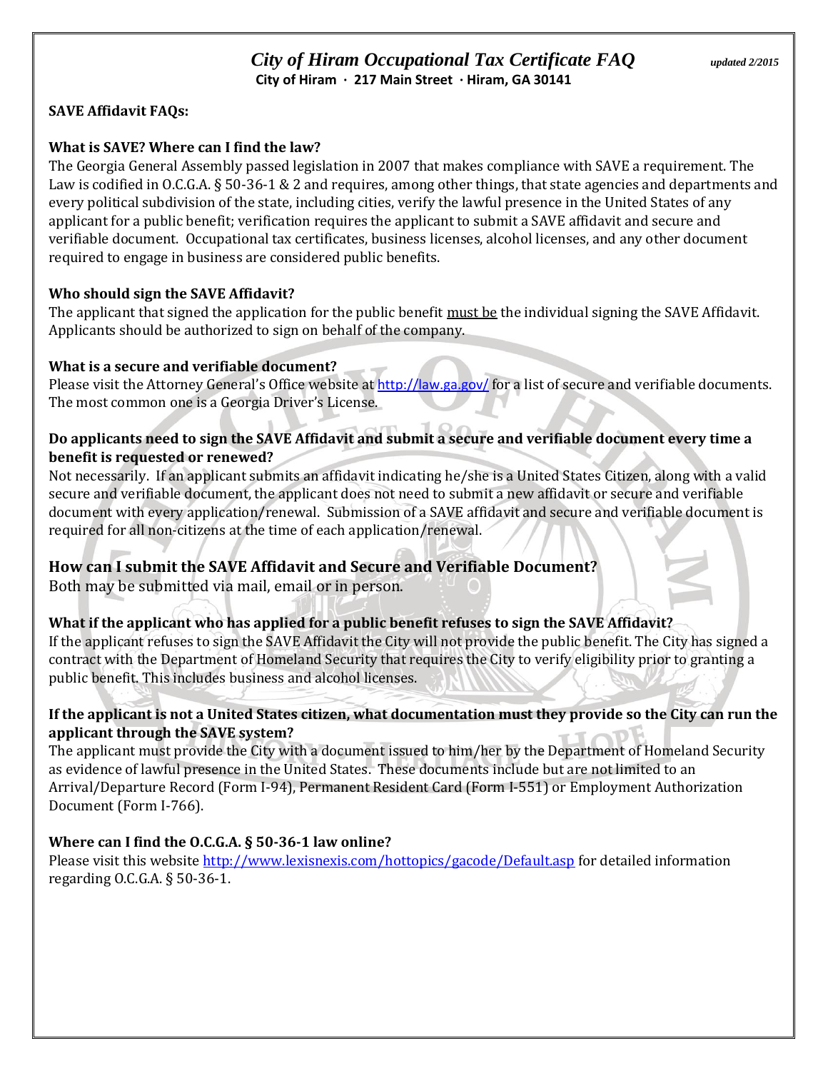# City of Hiram Occupational Tax Certificate FAQ

*updated 2/2015*

**City of Hiram · 217 Main Street · Hiram, GA 30141**

## SAVE Affidavit FAQs:

### What is SAVE? Where can I find the law?

The Georgia General Assembly passed legislation in 2007 that makes compliance with SAVE a requirement. The Law is codified in O.C.G.A. § 50-36-1 & 2 and requires, among other things, that state agencies and departments and every political subdivision of the state, including cities, verify the lawful presence in the United States of any applicant for a public benefit; verification requires the applicant to submit a SAVE affidavit and secure and verifiable document. Occupational tax certificates, business licenses, alcohol licenses, and any other document required to engage in business are considered public benefits.

### Who should sign the SAVE Affidavit?

The applicant that signed the application for the public benefit must be the individual signing the SAVE Affidavit. Applicants should be authorized to sign on behalf of the company.

### What is a secure and verifiable document?

Please visit the Attorney General's Office website at http://law.ga.gov/ for a list of secure and verifiable documents. The most common one is a Georgia Driver's License.

### Do applicants need to sign the SAVE Affidavit and submit a secure and verifiable document every time a benefit is requested or renewed?

Not necessarily. If an applicant submits an affidavit indicating he/she is a United States Citizen, along with a valid secure and verifiable document, the applicant does not need to submit a new affidavit or secure and verifiable document with every application/renewal. Submission of a SAVE affidavit and secure and verifiable document is required for all non-citizens at the time of each application/renewal.

### How can I submit the SAVE Affidavit and Secure and Verifiable Document?

Both may be submitted via mail, email or in person.

### What if the applicant who has applied for a public benefit refuses to sign the SAVE Affidavit?

If the applicant refuses to sign the SAVE Affidavit the City will not provide the public benefit. The City has signed a contract with the Department of Homeland Security that requires the City to verify eligibility prior to granting a public benefit. This includes business and alcohol licenses.

### If the applicant is not a United States citizen, what documentation must they provide so the City can run the applicant through the SAVE system?

The applicant must provide the City with a document issued to him/her by the Department of Homeland Security as evidence of lawful presence in the United States. These documents include but are not limited to an Arrival/Departure Record (Form I-94), Permanent Resident Card (Form I-551) or Employment Authorization Document (Form I-766).

### Where can I find the O.C.G.A. § 50-36-1 law online?

Please visit this website http://www.lexisnexis.com/hottopics/gacode/Default.asp for detailed information regarding O.C.G.A. § 50-36-1.